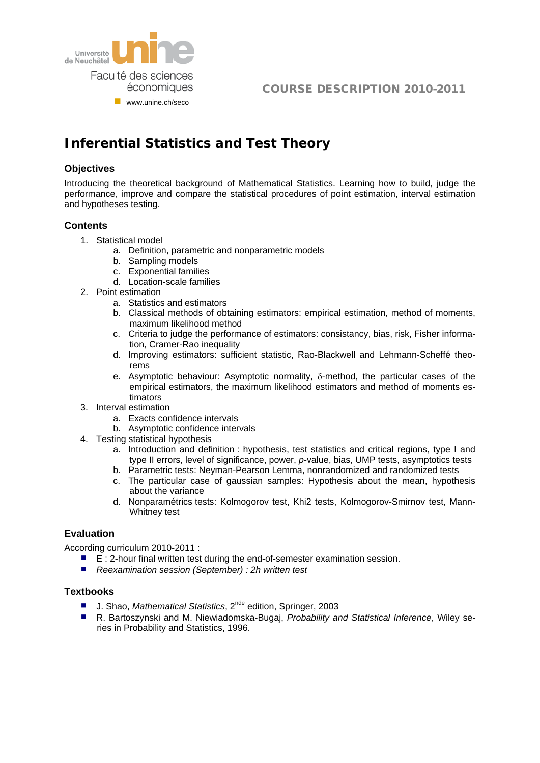Université de Neuchâtel unine

Faculté des sciences économiques

www.unine.ch/seco

COURSE DESCRIPTION 2010-2011

# Inferential Statistics and Test Theory

## Objectives

Introducing the theoretical background of Mathematical Statistics. Learning how to build, judge the performance, improve and compare the statistical procedures of point estimation, interval estimation and hypotheses testing.

## Contents

1. Statistical model
   a. Definition, parametric and nonparametric models
   b. Sampling models
   c. Exponential families
   d. Location-scale families
2. Point estimation
   a. Statistics and estimators
   b. Classical methods of obtaining estimators: empirical estimation, method of moments, maximum likelihood method
   c. Criteria to judge the performance of estimators: consistancy, bias, risk, Fisher information, Cramer-Rao inequality
   d. Improving estimators: sufficient statistic, Rao-Blackwell and Lehmann-Scheffé theorems
   e. Asymptotic behaviour: Asymptotic normality, $\delta$-method, the particular cases of the empirical estimators, the maximum likelihood estimators and method of moments estimators
3. Interval estimation
   a. Exacts confidence intervals
   b. Asymptotic confidence intervals
4. Testing statistical hypothesis
   a. Introduction and definition : hypothesis, test statistics and critical regions, type I and type II errors, level of significance, power, *p*-value, bias, UMP tests, asymptotics tests
   b. Parametric tests: Neyman-Pearson Lemma, nonrandomized and randomized tests
   c. The particular case of gaussian samples: Hypothesis about the mean, hypothesis about the variance
   d. Nonparamétrics tests: Kolmogorov test, Khi2 tests, Kolmogorov-Smirnov test, Mann-Whitney test

## Evaluation

According curriculum 2010-2011 :

- E : 2-hour final written test during the end-of-semester examination session.
- *Reexamination session (September) : 2h written test*

## Textbooks

- J. Shao, *Mathematical Statistics*, 2nde edition, Springer, 2003
- R. Bartoszynski and M. Niewiadomska-Bugaj, *Probability and Statistical Inference*, Wiley series in Probability and Statistics, 1996.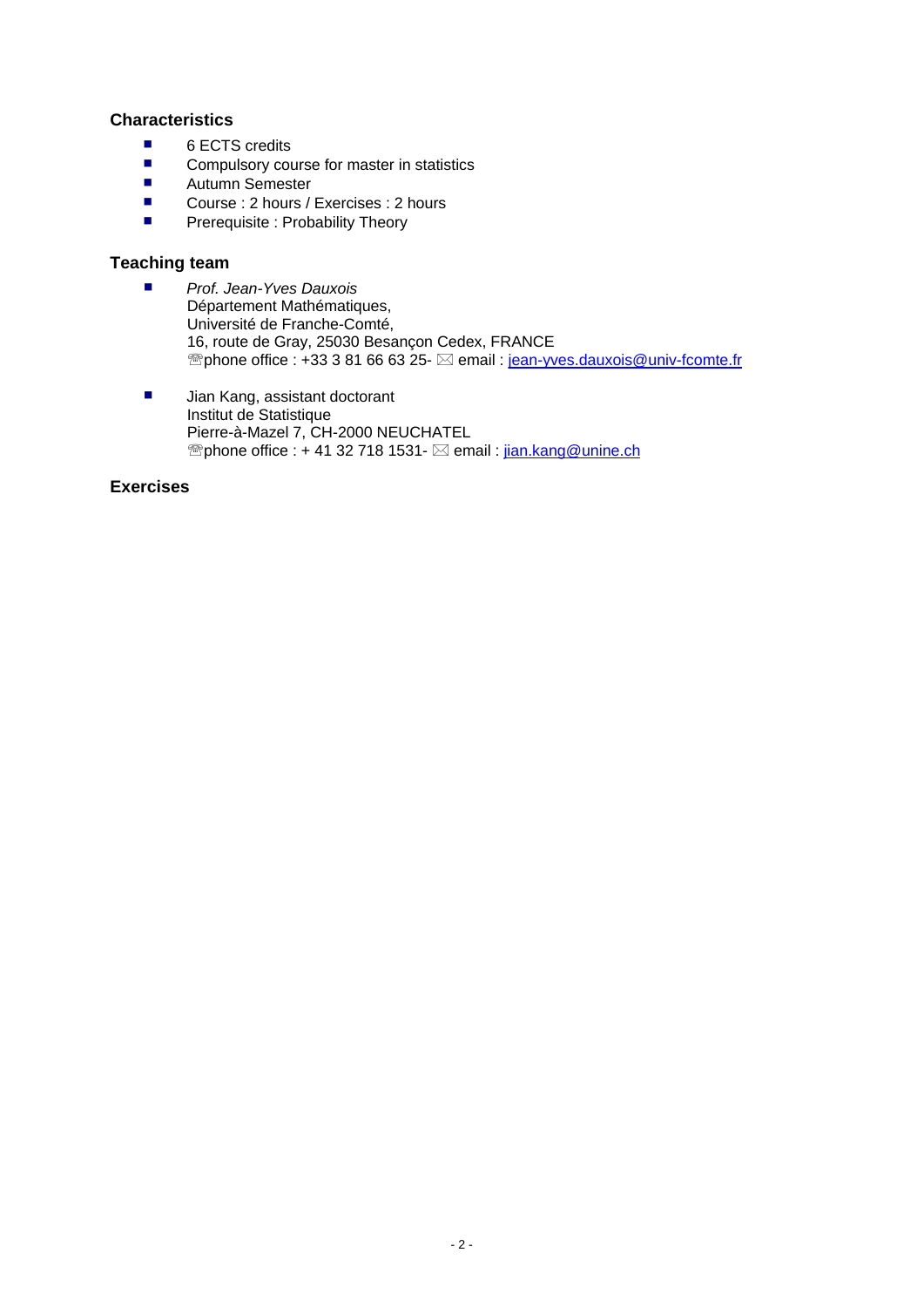## Characteristics

- 6 ECTS credits
- Compulsory course for master in statistics
- Autumn Semester
- Course : 2 hours / Exercises : 2 hours
- Prerequisite : Probability Theory

## Teaching team

- *Prof. Jean-Yves Dauxois*
  Département Mathématiques,
  Université de Franche-Comté,
  16, route de Gray, 25030 Besançon Cedex, FRANCE
  ☏phone office : +33 3 81 66 63 25- ✉ email : jean-yves.dauxois@univ-fcomte.fr

- Jian Kang, assistant doctorant
  Institut de Statistique
  Pierre-à-Mazel 7, CH-2000 NEUCHATEL
  ☏phone office : + 41 32 718 1531- ✉ email : jian.kang@unine.ch

## Exercises